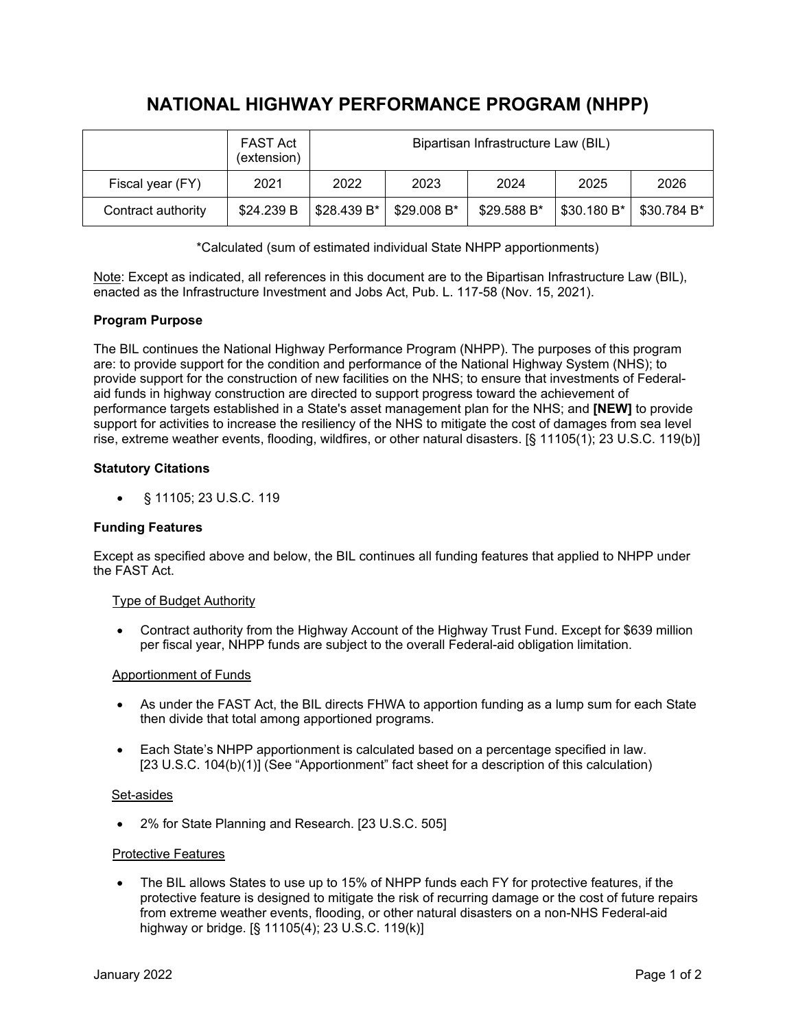# NATIONAL HIGHWAY PERFORMANCE PROGRAM (NHPP)

| | FAST Act (extension) | Bipartisan Infrastructure Law (BIL) | | | | |
|---|---|---|---|---|---|---|
| Fiscal year (FY) | 2021 | 2022 | 2023 | 2024 | 2025 | 2026 |
| Contract authority | $24.239 B | $28.439 B* | $29.008 B* | $29.588 B* | $30.180 B* | $30.784 B* |

*Calculated (sum of estimated individual State NHPP apportionments)

<u>Note</u>: Except as indicated, all references in this document are to the Bipartisan Infrastructure Law (BIL), enacted as the Infrastructure Investment and Jobs Act, Pub. L. 117-58 (Nov. 15, 2021).

**Program Purpose**

The BIL continues the National Highway Performance Program (NHPP). The purposes of this program are: to provide support for the condition and performance of the National Highway System (NHS); to provide support for the construction of new facilities on the NHS; to ensure that investments of Federal-aid funds in highway construction are directed to support progress toward the achievement of performance targets established in a State's asset management plan for the NHS; and **[NEW]** to provide support for activities to increase the resiliency of the NHS to mitigate the cost of damages from sea level rise, extreme weather events, flooding, wildfires, or other natural disasters. [§ 11105(1); 23 U.S.C. 119(b)]

**Statutory Citations**

- § 11105; 23 U.S.C. 119

**Funding Features**

Except as specified above and below, the BIL continues all funding features that applied to NHPP under the FAST Act.

<u>Type of Budget Authority</u>

- Contract authority from the Highway Account of the Highway Trust Fund. Except for $639 million per fiscal year, NHPP funds are subject to the overall Federal-aid obligation limitation.

<u>Apportionment of Funds</u>

- As under the FAST Act, the BIL directs FHWA to apportion funding as a lump sum for each State then divide that total among apportioned programs.
- Each State's NHPP apportionment is calculated based on a percentage specified in law. [23 U.S.C. 104(b)(1)] (See "Apportionment" fact sheet for a description of this calculation)

<u>Set-asides</u>

- 2% for State Planning and Research. [23 U.S.C. 505]

<u>Protective Features</u>

- The BIL allows States to use up to 15% of NHPP funds each FY for protective features, if the protective feature is designed to mitigate the risk of recurring damage or the cost of future repairs from extreme weather events, flooding, or other natural disasters on a non-NHS Federal-aid highway or bridge. [§ 11105(4); 23 U.S.C. 119(k)]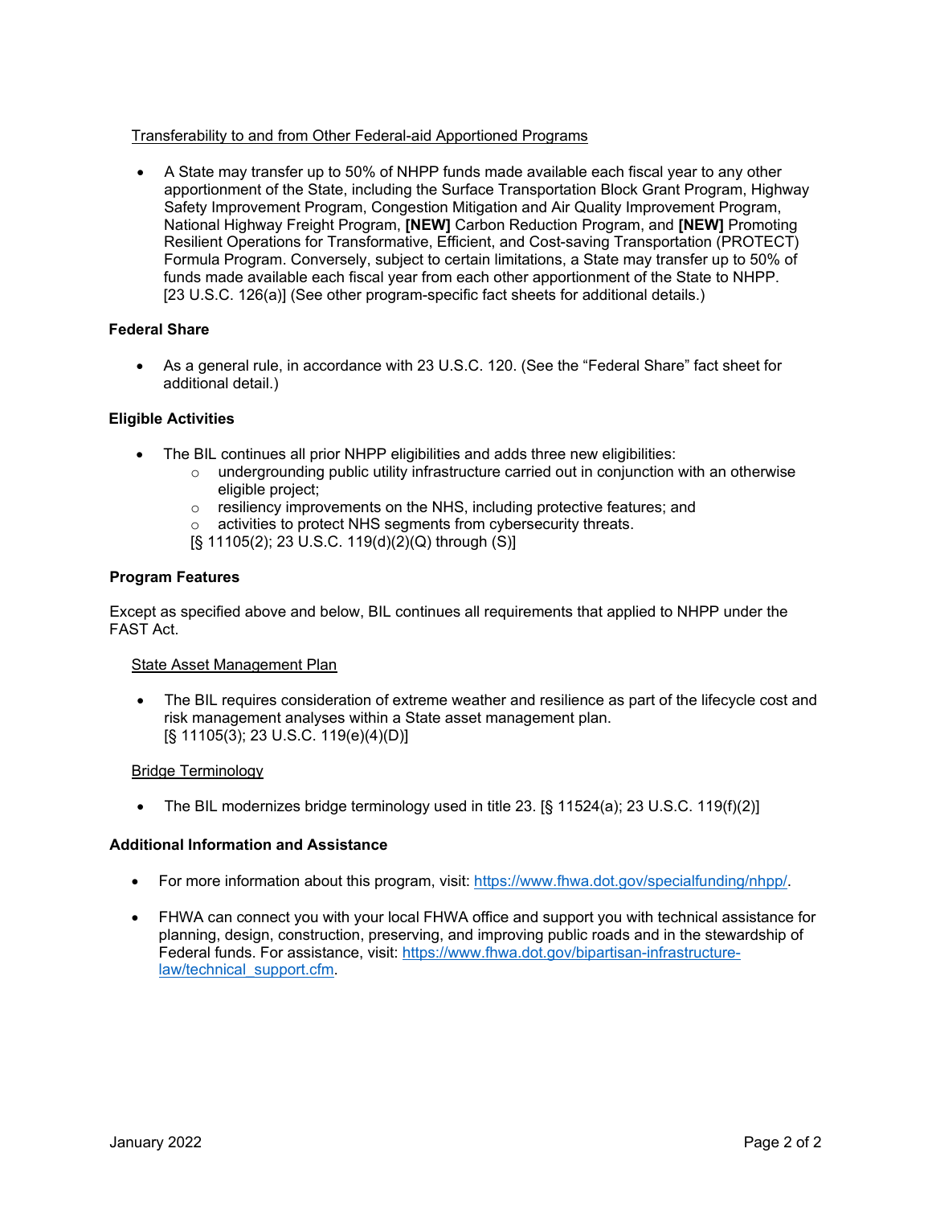#### Transferability to and from Other Federal-aid Apportioned Programs

- A State may transfer up to 50% of NHPP funds made available each fiscal year to any other apportionment of the State, including the Surface Transportation Block Grant Program, Highway Safety Improvement Program, Congestion Mitigation and Air Quality Improvement Program, National Highway Freight Program, **[NEW]** Carbon Reduction Program, and **[NEW]** Promoting Resilient Operations for Transformative, Efficient, and Cost-saving Transportation (PROTECT) Formula Program. Conversely, subject to certain limitations, a State may transfer up to 50% of funds made available each fiscal year from each other apportionment of the State to NHPP. [23 U.S.C. 126(a)] (See other program-specific fact sheets for additional details.)

### Federal Share

- As a general rule, in accordance with 23 U.S.C. 120. (See the "Federal Share" fact sheet for additional detail.)

### Eligible Activities

- The BIL continues all prior NHPP eligibilities and adds three new eligibilities:
  - undergrounding public utility infrastructure carried out in conjunction with an otherwise eligible project;
  - resiliency improvements on the NHS, including protective features; and
  - activities to protect NHS segments from cybersecurity threats.

  [§ 11105(2); 23 U.S.C. 119(d)(2)(Q) through (S)]

### Program Features

Except as specified above and below, BIL continues all requirements that applied to NHPP under the FAST Act.

#### State Asset Management Plan

- The BIL requires consideration of extreme weather and resilience as part of the lifecycle cost and risk management analyses within a State asset management plan. [§ 11105(3); 23 U.S.C. 119(e)(4)(D)]

#### Bridge Terminology

- The BIL modernizes bridge terminology used in title 23. [§ 11524(a); 23 U.S.C. 119(f)(2)]

### Additional Information and Assistance

- For more information about this program, visit: https://www.fhwa.dot.gov/specialfunding/nhpp/.
- FHWA can connect you with your local FHWA office and support you with technical assistance for planning, design, construction, preserving, and improving public roads and in the stewardship of Federal funds. For assistance, visit: https://www.fhwa.dot.gov/bipartisan-infrastructure-law/technical_support.cfm.

January 2022